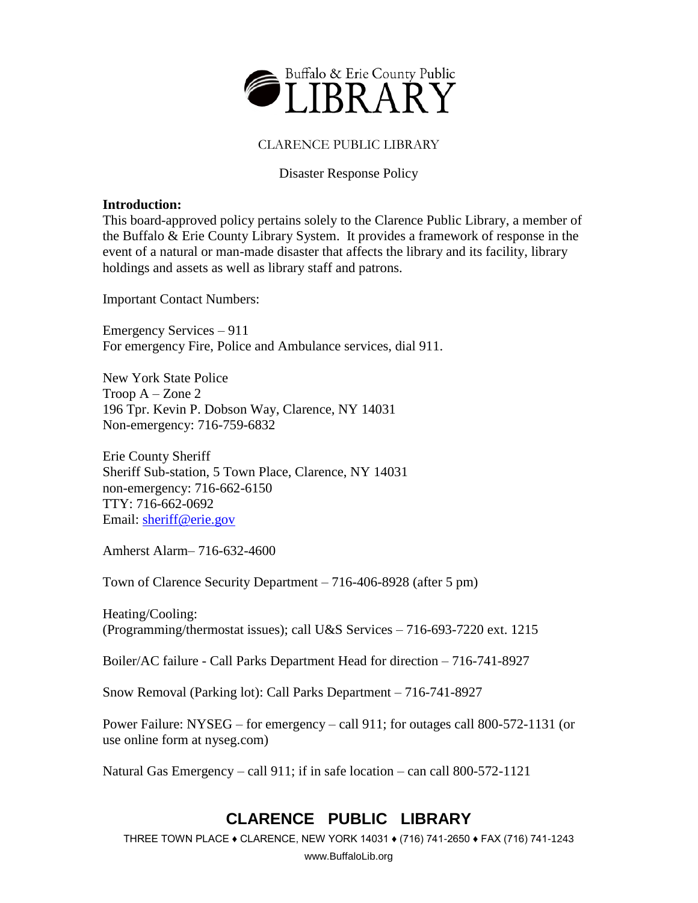Buffalo & Erie County Public LIBRARY

CLARENCE PUBLIC LIBRARY

Disaster Response Policy

**Introduction:**
This board-approved policy pertains solely to the Clarence Public Library, a member of the Buffalo & Erie County Library System. It provides a framework of response in the event of a natural or man-made disaster that affects the library and its facility, library holdings and assets as well as library staff and patrons.

Important Contact Numbers:

Emergency Services – 911
For emergency Fire, Police and Ambulance services, dial 911.

New York State Police
Troop A – Zone 2
196 Tpr. Kevin P. Dobson Way, Clarence, NY 14031
Non-emergency: 716-759-6832

Erie County Sheriff
Sheriff Sub-station, 5 Town Place, Clarence, NY 14031
non-emergency: 716-662-6150
TTY: 716-662-0692
Email: sheriff@erie.gov

Amherst Alarm– 716-632-4600

Town of Clarence Security Department – 716-406-8928 (after 5 pm)

Heating/Cooling:
(Programming/thermostat issues); call U&S Services – 716-693-7220 ext. 1215

Boiler/AC failure - Call Parks Department Head for direction – 716-741-8927

Snow Removal (Parking lot): Call Parks Department – 716-741-8927

Power Failure: NYSEG – for emergency – call 911; for outages call 800-572-1131 (or use online form at nyseg.com)

Natural Gas Emergency – call 911; if in safe location – can call 800-572-1121

**CLARENCE PUBLIC LIBRARY**

THREE TOWN PLACE ♦ CLARENCE, NEW YORK 14031 ♦ (716) 741-2650 ♦ FAX (716) 741-1243

www.BuffaloLib.org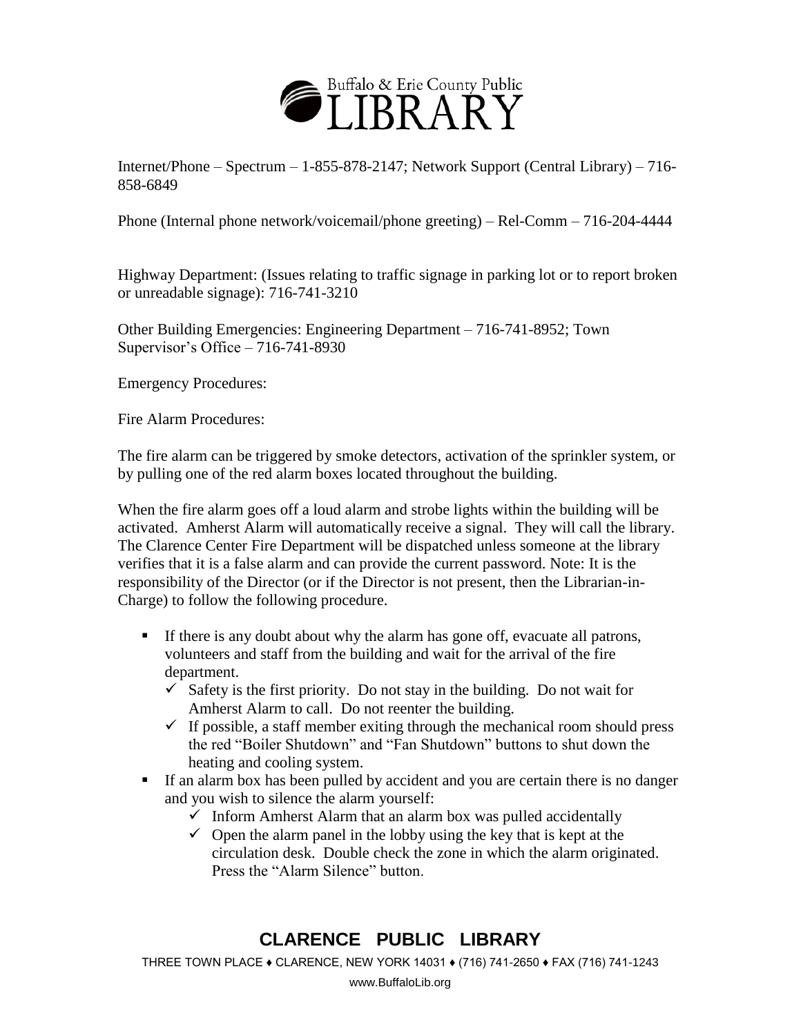Internet/Phone – Spectrum – 1-855-878-2147; Network Support (Central Library) – 716-858-6849

Phone (Internal phone network/voicemail/phone greeting) – Rel-Comm – 716-204-4444

Highway Department: (Issues relating to traffic signage in parking lot or to report broken or unreadable signage): 716-741-3210

Other Building Emergencies: Engineering Department – 716-741-8952; Town Supervisor's Office – 716-741-8930

Emergency Procedures:

Fire Alarm Procedures:

The fire alarm can be triggered by smoke detectors, activation of the sprinkler system, or by pulling one of the red alarm boxes located throughout the building.

When the fire alarm goes off a loud alarm and strobe lights within the building will be activated. Amherst Alarm will automatically receive a signal. They will call the library. The Clarence Center Fire Department will be dispatched unless someone at the library verifies that it is a false alarm and can provide the current password. Note: It is the responsibility of the Director (or if the Director is not present, then the Librarian-in-Charge) to follow the following procedure.

- If there is any doubt about why the alarm has gone off, evacuate all patrons, volunteers and staff from the building and wait for the arrival of the fire department.
  - ✓ Safety is the first priority. Do not stay in the building. Do not wait for Amherst Alarm to call. Do not reenter the building.
  - ✓ If possible, a staff member exiting through the mechanical room should press the red "Boiler Shutdown" and "Fan Shutdown" buttons to shut down the heating and cooling system.
- If an alarm box has been pulled by accident and you are certain there is no danger and you wish to silence the alarm yourself:
  - ✓ Inform Amherst Alarm that an alarm box was pulled accidentally
  - ✓ Open the alarm panel in the lobby using the key that is kept at the circulation desk. Double check the zone in which the alarm originated. Press the "Alarm Silence" button.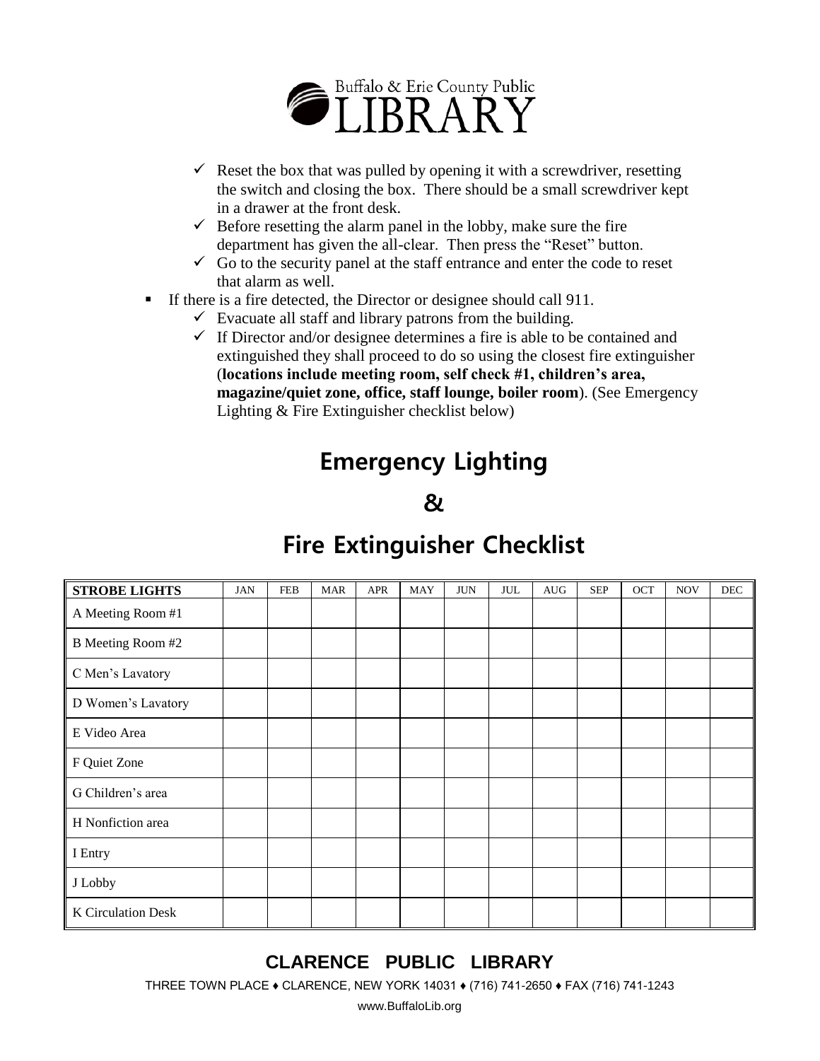- ✓ Reset the box that was pulled by opening it with a screwdriver, resetting the switch and closing the box. There should be a small screwdriver kept in a drawer at the front desk.
- ✓ Before resetting the alarm panel in the lobby, make sure the fire department has given the all-clear. Then press the "Reset" button.
- ✓ Go to the security panel at the staff entrance and enter the code to reset that alarm as well.

- If there is a fire detected, the Director or designee should call 911.
  - ✓ Evacuate all staff and library patrons from the building.
  - ✓ If Director and/or designee determines a fire is able to be contained and extinguished they shall proceed to do so using the closest fire extinguisher (**locations include meeting room, self check #1, children's area, magazine/quiet zone, office, staff lounge, boiler room**). (See Emergency Lighting & Fire Extinguisher checklist below)

# Emergency Lighting

# &

# Fire Extinguisher Checklist

| STROBE LIGHTS | JAN | FEB | MAR | APR | MAY | JUN | JUL | AUG | SEP | OCT | NOV | DEC |
|---|---|---|---|---|---|---|---|---|---|---|---|---|
| A Meeting Room #1 | | | | | | | | | | | | |
| B Meeting Room #2 | | | | | | | | | | | | |
| C Men's Lavatory | | | | | | | | | | | | |
| D Women's Lavatory | | | | | | | | | | | | |
| E Video Area | | | | | | | | | | | | |
| F Quiet Zone | | | | | | | | | | | | |
| G Children's area | | | | | | | | | | | | |
| H Nonfiction area | | | | | | | | | | | | |
| I Entry | | | | | | | | | | | | |
| J Lobby | | | | | | | | | | | | |
| K Circulation Desk | | | | | | | | | | | | |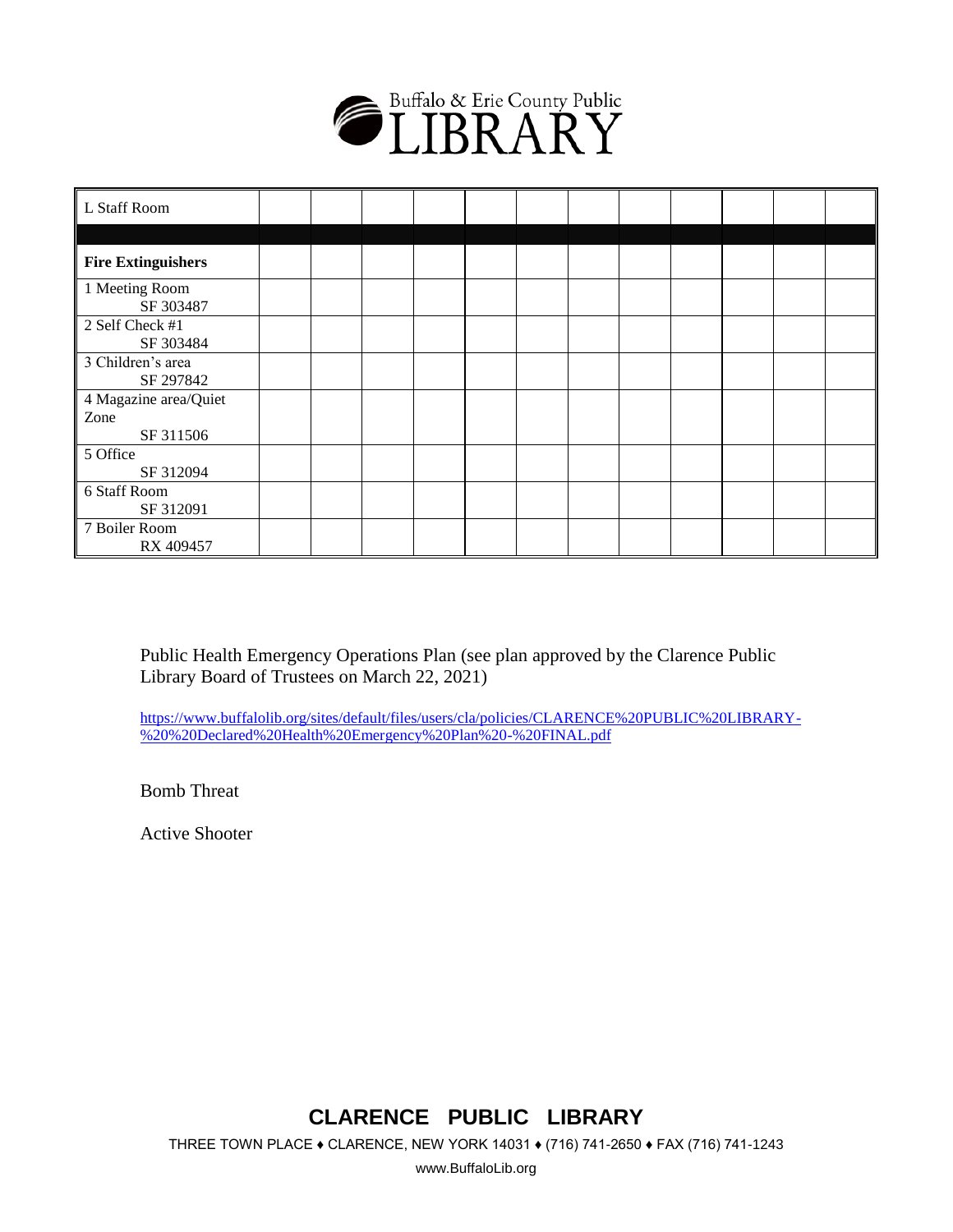| | | | | | | | | | | | | |
|---|---|---|---|---|---|---|---|---|---|---|---|---|
| L Staff Room | | | | | | | | | | | | |
| | | | | | | | | | | | | |
| **Fire Extinguishers** | | | | | | | | | | | | |
| 1 Meeting Room SF 303487 | | | | | | | | | | | | |
| 2 Self Check #1 SF 303484 | | | | | | | | | | | | |
| 3 Children's area SF 297842 | | | | | | | | | | | | |
| 4 Magazine area/Quiet Zone SF 311506 | | | | | | | | | | | | |
| 5 Office SF 312094 | | | | | | | | | | | | |
| 6 Staff Room SF 312091 | | | | | | | | | | | | |
| 7 Boiler Room RX 409457 | | | | | | | | | | | | |

Public Health Emergency Operations Plan (see plan approved by the Clarence Public Library Board of Trustees on March 22, 2021)

https://www.buffalolib.org/sites/default/files/users/cla/policies/CLARENCE%20PUBLIC%20LIBRARY-%20%20Declared%20Health%20Emergency%20Plan%20-%20FINAL.pdf

Bomb Threat

Active Shooter